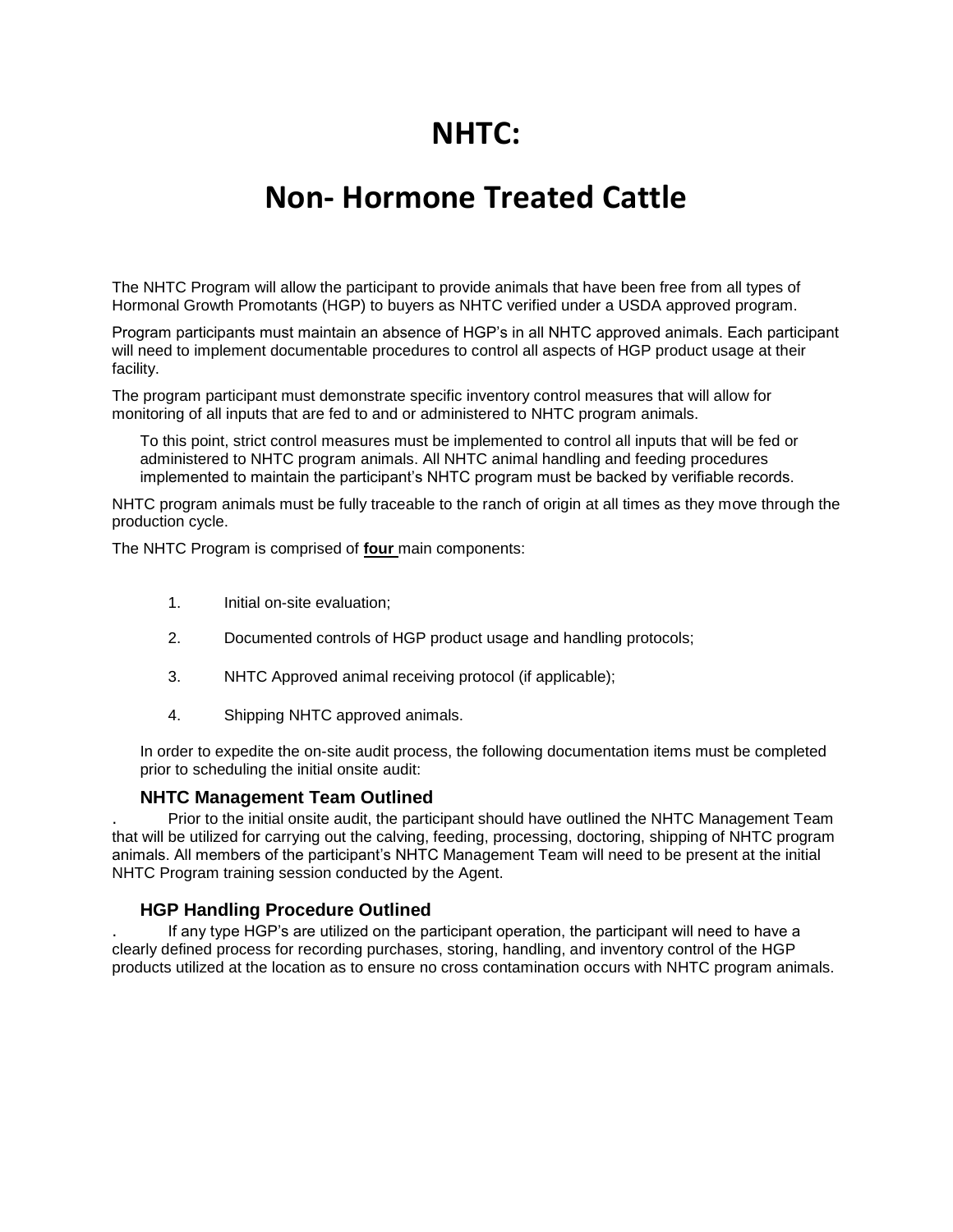# NHTC:

# Non- Hormone Treated Cattle

The NHTC Program will allow the participant to provide animals that have been free from all types of Hormonal Growth Promotants (HGP) to buyers as NHTC verified under a USDA approved program.

Program participants must maintain an absence of HGP's in all NHTC approved animals. Each participant will need to implement documentable procedures to control all aspects of HGP product usage at their facility.

The program participant must demonstrate specific inventory control measures that will allow for monitoring of all inputs that are fed to and or administered to NHTC program animals.

To this point, strict control measures must be implemented to control all inputs that will be fed or administered to NHTC program animals. All NHTC animal handling and feeding procedures implemented to maintain the participant's NHTC program must be backed by verifiable records.

NHTC program animals must be fully traceable to the ranch of origin at all times as they move through the production cycle.

The NHTC Program is comprised of **four** main components:

1. Initial on-site evaluation;
2. Documented controls of HGP product usage and handling protocols;
3. NHTC Approved animal receiving protocol (if applicable);
4. Shipping NHTC approved animals.

In order to expedite the on-site audit process, the following documentation items must be completed prior to scheduling the initial onsite audit:

### NHTC Management Team Outlined

. Prior to the initial onsite audit, the participant should have outlined the NHTC Management Team that will be utilized for carrying out the calving, feeding, processing, doctoring, shipping of NHTC program animals. All members of the participant's NHTC Management Team will need to be present at the initial NHTC Program training session conducted by the Agent.

### HGP Handling Procedure Outlined

. If any type HGP's are utilized on the participant operation, the participant will need to have a clearly defined process for recording purchases, storing, handling, and inventory control of the HGP products utilized at the location as to ensure no cross contamination occurs with NHTC program animals.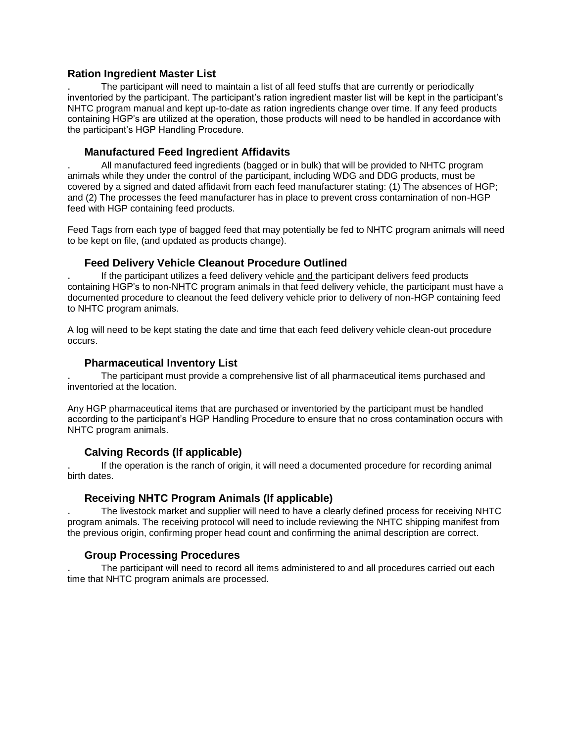### Ration Ingredient Master List

. The participant will need to maintain a list of all feed stuffs that are currently or periodically inventoried by the participant. The participant's ration ingredient master list will be kept in the participant's NHTC program manual and kept up-to-date as ration ingredients change over time. If any feed products containing HGP's are utilized at the operation, those products will need to be handled in accordance with the participant's HGP Handling Procedure.

#### Manufactured Feed Ingredient Affidavits

. All manufactured feed ingredients (bagged or in bulk) that will be provided to NHTC program animals while they under the control of the participant, including WDG and DDG products, must be covered by a signed and dated affidavit from each feed manufacturer stating: (1) The absences of HGP; and (2) The processes the feed manufacturer has in place to prevent cross contamination of non-HGP feed with HGP containing feed products.

Feed Tags from each type of bagged feed that may potentially be fed to NHTC program animals will need to be kept on file, (and updated as products change).

#### Feed Delivery Vehicle Cleanout Procedure Outlined

. If the participant utilizes a feed delivery vehicle and the participant delivers feed products containing HGP's to non-NHTC program animals in that feed delivery vehicle, the participant must have a documented procedure to cleanout the feed delivery vehicle prior to delivery of non-HGP containing feed to NHTC program animals.

A log will need to be kept stating the date and time that each feed delivery vehicle clean-out procedure occurs.

#### Pharmaceutical Inventory List

. The participant must provide a comprehensive list of all pharmaceutical items purchased and inventoried at the location.

Any HGP pharmaceutical items that are purchased or inventoried by the participant must be handled according to the participant's HGP Handling Procedure to ensure that no cross contamination occurs with NHTC program animals.

#### Calving Records (If applicable)

. If the operation is the ranch of origin, it will need a documented procedure for recording animal birth dates.

#### Receiving NHTC Program Animals (If applicable)

. The livestock market and supplier will need to have a clearly defined process for receiving NHTC program animals. The receiving protocol will need to include reviewing the NHTC shipping manifest from the previous origin, confirming proper head count and confirming the animal description are correct.

#### Group Processing Procedures

. The participant will need to record all items administered to and all procedures carried out each time that NHTC program animals are processed.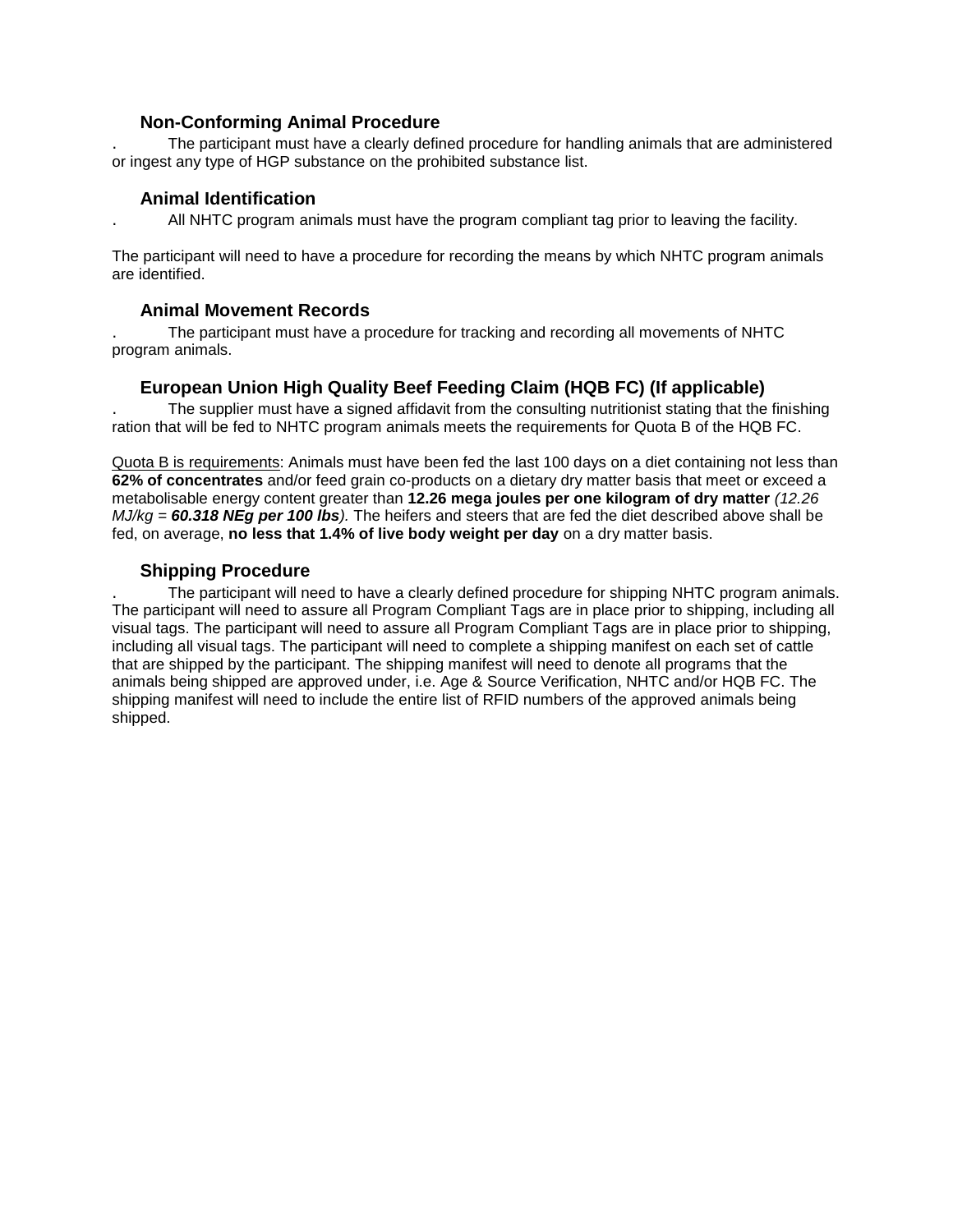### Non-Conforming Animal Procedure

. The participant must have a clearly defined procedure for handling animals that are administered or ingest any type of HGP substance on the prohibited substance list.

### Animal Identification

. All NHTC program animals must have the program compliant tag prior to leaving the facility.

The participant will need to have a procedure for recording the means by which NHTC program animals are identified.

### Animal Movement Records

. The participant must have a procedure for tracking and recording all movements of NHTC program animals.

### European Union High Quality Beef Feeding Claim (HQB FC) (If applicable)

. The supplier must have a signed affidavit from the consulting nutritionist stating that the finishing ration that will be fed to NHTC program animals meets the requirements for Quota B of the HQB FC.

<u>Quota B is requirements</u>: Animals must have been fed the last 100 days on a diet containing not less than **62% of concentrates** and/or feed grain co-products on a dietary dry matter basis that meet or exceed a metabolisable energy content greater than **12.26 mega joules per one kilogram of dry matter** *(12.26 MJ/kg =* ***60.318 NEg per 100 lbs****).* The heifers and steers that are fed the diet described above shall be fed, on average, **no less that 1.4% of live body weight per day** on a dry matter basis.

### Shipping Procedure

. The participant will need to have a clearly defined procedure for shipping NHTC program animals. The participant will need to assure all Program Compliant Tags are in place prior to shipping, including all visual tags. The participant will need to assure all Program Compliant Tags are in place prior to shipping, including all visual tags. The participant will need to complete a shipping manifest on each set of cattle that are shipped by the participant. The shipping manifest will need to denote all programs that the animals being shipped are approved under, i.e. Age & Source Verification, NHTC and/or HQB FC. The shipping manifest will need to include the entire list of RFID numbers of the approved animals being shipped.